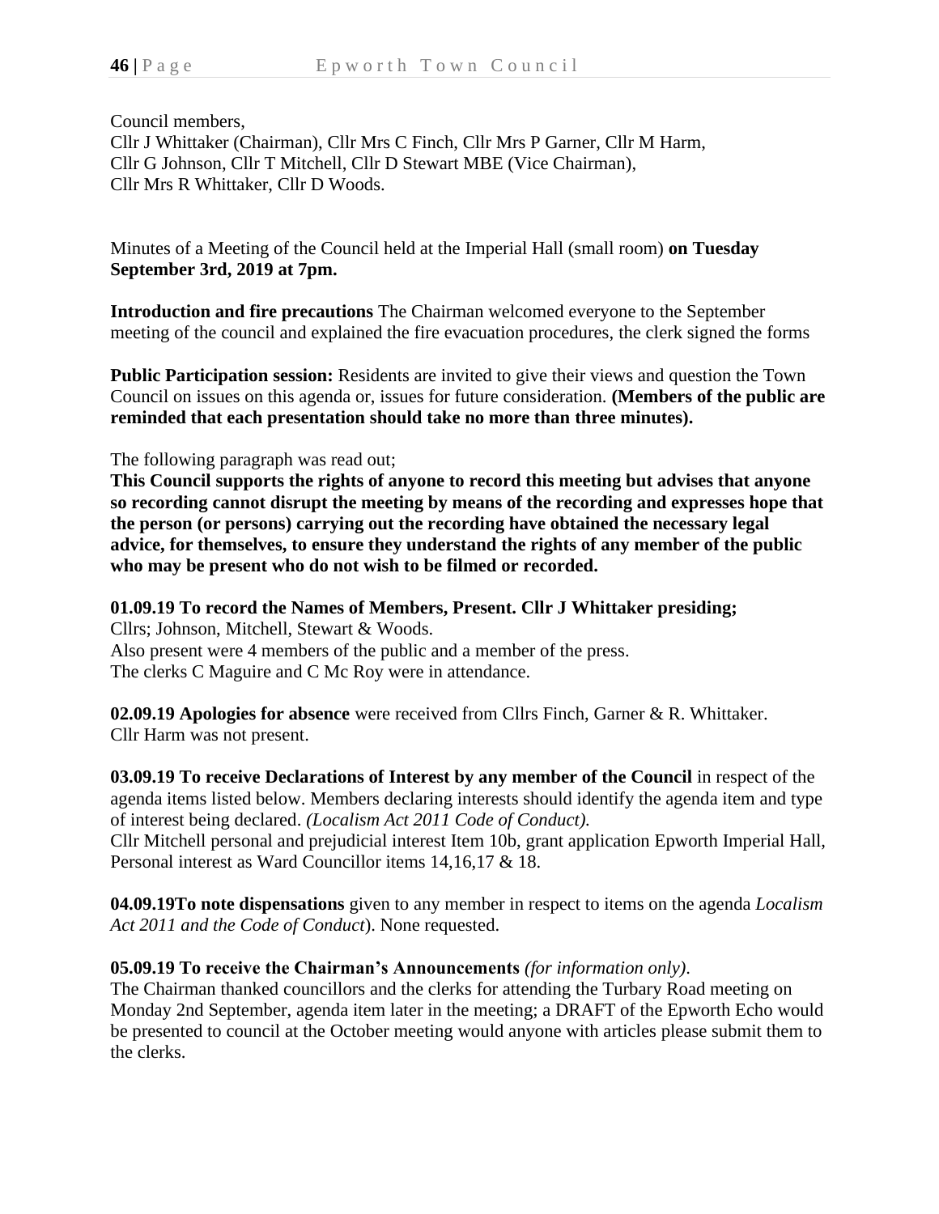Council members,
Cllr J Whittaker (Chairman), Cllr Mrs C Finch, Cllr Mrs P Garner, Cllr M Harm,
Cllr G Johnson, Cllr T Mitchell, Cllr D Stewart MBE (Vice Chairman),
Cllr Mrs R Whittaker, Cllr D Woods.

Minutes of a Meeting of the Council held at the Imperial Hall (small room) **on Tuesday September 3rd, 2019 at 7pm.**

**Introduction and fire precautions** The Chairman welcomed everyone to the September meeting of the council and explained the fire evacuation procedures, the clerk signed the forms

**Public Participation session:** Residents are invited to give their views and question the Town Council on issues on this agenda or, issues for future consideration. **(Members of the public are reminded that each presentation should take no more than three minutes).**

The following paragraph was read out;
**This Council supports the rights of anyone to record this meeting but advises that anyone so recording cannot disrupt the meeting by means of the recording and expresses hope that the person (or persons) carrying out the recording have obtained the necessary legal advice, for themselves, to ensure they understand the rights of any member of the public who may be present who do not wish to be filmed or recorded.**

**01.09.19 To record the Names of Members, Present. Cllr J Whittaker presiding;**
Cllrs; Johnson, Mitchell, Stewart & Woods.
Also present were 4 members of the public and a member of the press.
The clerks C Maguire and C Mc Roy were in attendance.

**02.09.19 Apologies for absence** were received from Cllrs Finch, Garner & R. Whittaker.
Cllr Harm was not present.

**03.09.19 To receive Declarations of Interest by any member of the Council** in respect of the agenda items listed below. Members declaring interests should identify the agenda item and type of interest being declared. *(Localism Act 2011 Code of Conduct).*
Cllr Mitchell personal and prejudicial interest Item 10b, grant application Epworth Imperial Hall, Personal interest as Ward Councillor items 14,16,17 & 18.

**04.09.19To note dispensations** given to any member in respect to items on the agenda *Localism Act 2011 and the Code of Conduct*). None requested.

**05.09.19 To receive the Chairman's Announcements** *(for information only).*
The Chairman thanked councillors and the clerks for attending the Turbary Road meeting on Monday 2nd September, agenda item later in the meeting; a DRAFT of the Epworth Echo would be presented to council at the October meeting would anyone with articles please submit them to the clerks.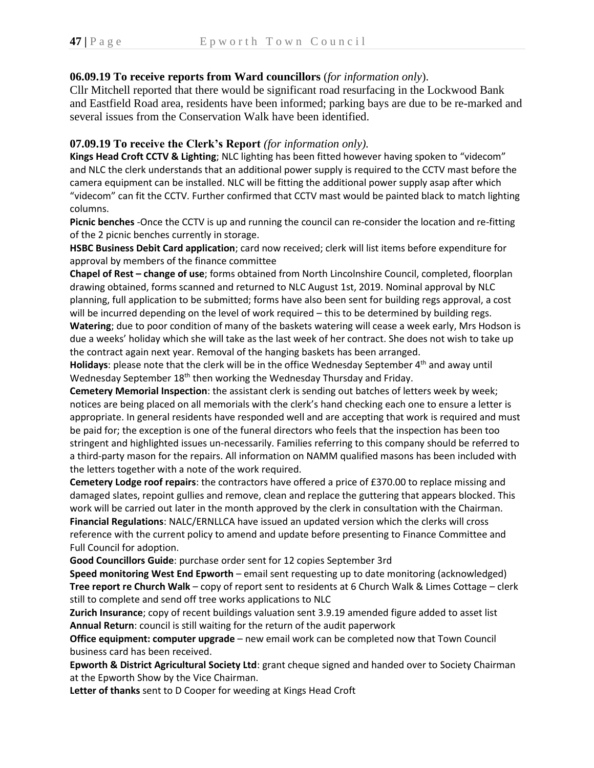**06.09.19 To receive reports from Ward councillors** (*for information only*).

Cllr Mitchell reported that there would be significant road resurfacing in the Lockwood Bank and Eastfield Road area, residents have been informed; parking bays are due to be re-marked and several issues from the Conservation Walk have been identified.

**07.09.19 To receive the Clerk's Report** *(for information only).*

**Kings Head Croft CCTV & Lighting**; NLC lighting has been fitted however having spoken to "videcom" and NLC the clerk understands that an additional power supply is required to the CCTV mast before the camera equipment can be installed. NLC will be fitting the additional power supply asap after which "videcom" can fit the CCTV. Further confirmed that CCTV mast would be painted black to match lighting columns.

**Picnic benches** -Once the CCTV is up and running the council can re-consider the location and re-fitting of the 2 picnic benches currently in storage.

**HSBC Business Debit Card application**; card now received; clerk will list items before expenditure for approval by members of the finance committee

**Chapel of Rest – change of use**; forms obtained from North Lincolnshire Council, completed, floorplan drawing obtained, forms scanned and returned to NLC August 1st, 2019. Nominal approval by NLC planning, full application to be submitted; forms have also been sent for building regs approval, a cost will be incurred depending on the level of work required – this to be determined by building regs.

**Watering**; due to poor condition of many of the baskets watering will cease a week early, Mrs Hodson is due a weeks' holiday which she will take as the last week of her contract. She does not wish to take up the contract again next year. Removal of the hanging baskets has been arranged.

**Holidays**: please note that the clerk will be in the office Wednesday September 4th and away until Wednesday September 18th then working the Wednesday Thursday and Friday.

**Cemetery Memorial Inspection**: the assistant clerk is sending out batches of letters week by week; notices are being placed on all memorials with the clerk's hand checking each one to ensure a letter is appropriate. In general residents have responded well and are accepting that work is required and must be paid for; the exception is one of the funeral directors who feels that the inspection has been too stringent and highlighted issues un-necessarily. Families referring to this company should be referred to a third-party mason for the repairs. All information on NAMM qualified masons has been included with the letters together with a note of the work required.

**Cemetery Lodge roof repairs**: the contractors have offered a price of £370.00 to replace missing and damaged slates, repoint gullies and remove, clean and replace the guttering that appears blocked. This work will be carried out later in the month approved by the clerk in consultation with the Chairman.

**Financial Regulations**: NALC/ERNLLCA have issued an updated version which the clerks will cross reference with the current policy to amend and update before presenting to Finance Committee and Full Council for adoption.

**Good Councillors Guide**: purchase order sent for 12 copies September 3rd

**Speed monitoring West End Epworth** – email sent requesting up to date monitoring (acknowledged)

**Tree report re Church Walk** – copy of report sent to residents at 6 Church Walk & Limes Cottage – clerk still to complete and send off tree works applications to NLC

**Zurich Insurance**; copy of recent buildings valuation sent 3.9.19 amended figure added to asset list

**Annual Return**: council is still waiting for the return of the audit paperwork

**Office equipment: computer upgrade** – new email work can be completed now that Town Council business card has been received.

**Epworth & District Agricultural Society Ltd**: grant cheque signed and handed over to Society Chairman at the Epworth Show by the Vice Chairman.

**Letter of thanks** sent to D Cooper for weeding at Kings Head Croft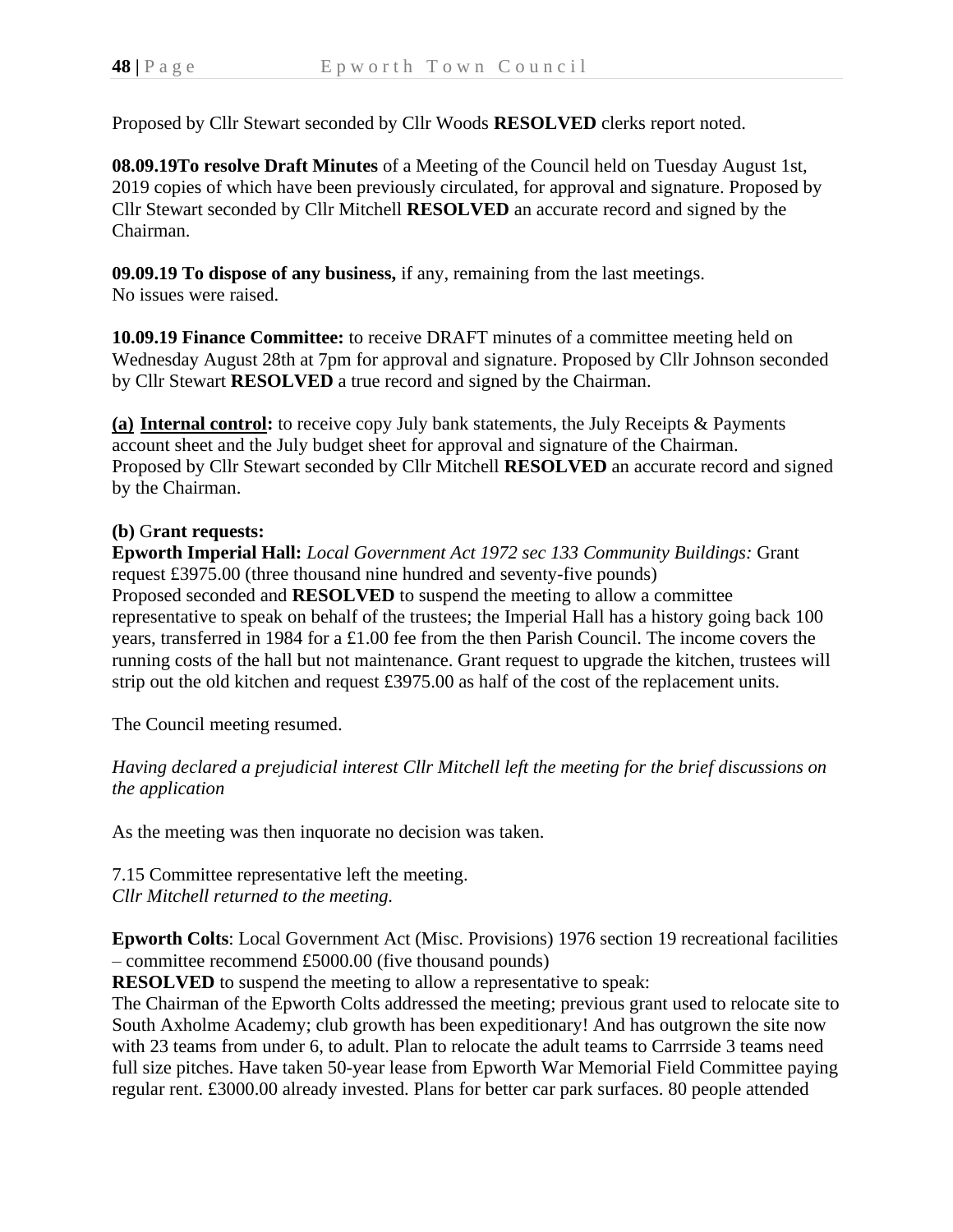Proposed by Cllr Stewart seconded by Cllr Woods **RESOLVED** clerks report noted.

**08.09.19To resolve Draft Minutes** of a Meeting of the Council held on Tuesday August 1st, 2019 copies of which have been previously circulated, for approval and signature. Proposed by Cllr Stewart seconded by Cllr Mitchell **RESOLVED** an accurate record and signed by the Chairman.

**09.09.19 To dispose of any business,** if any, remaining from the last meetings.
No issues were raised.

**10.09.19 Finance Committee:** to receive DRAFT minutes of a committee meeting held on Wednesday August 28th at 7pm for approval and signature. Proposed by Cllr Johnson seconded by Cllr Stewart **RESOLVED** a true record and signed by the Chairman.

**(a) Internal control:** to receive copy July bank statements, the July Receipts & Payments account sheet and the July budget sheet for approval and signature of the Chairman.
Proposed by Cllr Stewart seconded by Cllr Mitchell **RESOLVED** an accurate record and signed by the Chairman.

**(b)** G**rant requests:**
**Epworth Imperial Hall:** *Local Government Act 1972 sec 133 Community Buildings:* Grant request £3975.00 (three thousand nine hundred and seventy-five pounds)
Proposed seconded and **RESOLVED** to suspend the meeting to allow a committee representative to speak on behalf of the trustees; the Imperial Hall has a history going back 100 years, transferred in 1984 for a £1.00 fee from the then Parish Council. The income covers the running costs of the hall but not maintenance. Grant request to upgrade the kitchen, trustees will strip out the old kitchen and request £3975.00 as half of the cost of the replacement units.

The Council meeting resumed.

*Having declared a prejudicial interest Cllr Mitchell left the meeting for the brief discussions on the application*

As the meeting was then inquorate no decision was taken.

7.15 Committee representative left the meeting.
*Cllr Mitchell returned to the meeting.*

**Epworth Colts**: Local Government Act (Misc. Provisions) 1976 section 19 recreational facilities – committee recommend £5000.00 (five thousand pounds)
**RESOLVED** to suspend the meeting to allow a representative to speak:
The Chairman of the Epworth Colts addressed the meeting; previous grant used to relocate site to South Axholme Academy; club growth has been expeditionary! And has outgrown the site now with 23 teams from under 6, to adult. Plan to relocate the adult teams to Carrrside 3 teams need full size pitches. Have taken 50-year lease from Epworth War Memorial Field Committee paying regular rent. £3000.00 already invested. Plans for better car park surfaces. 80 people attended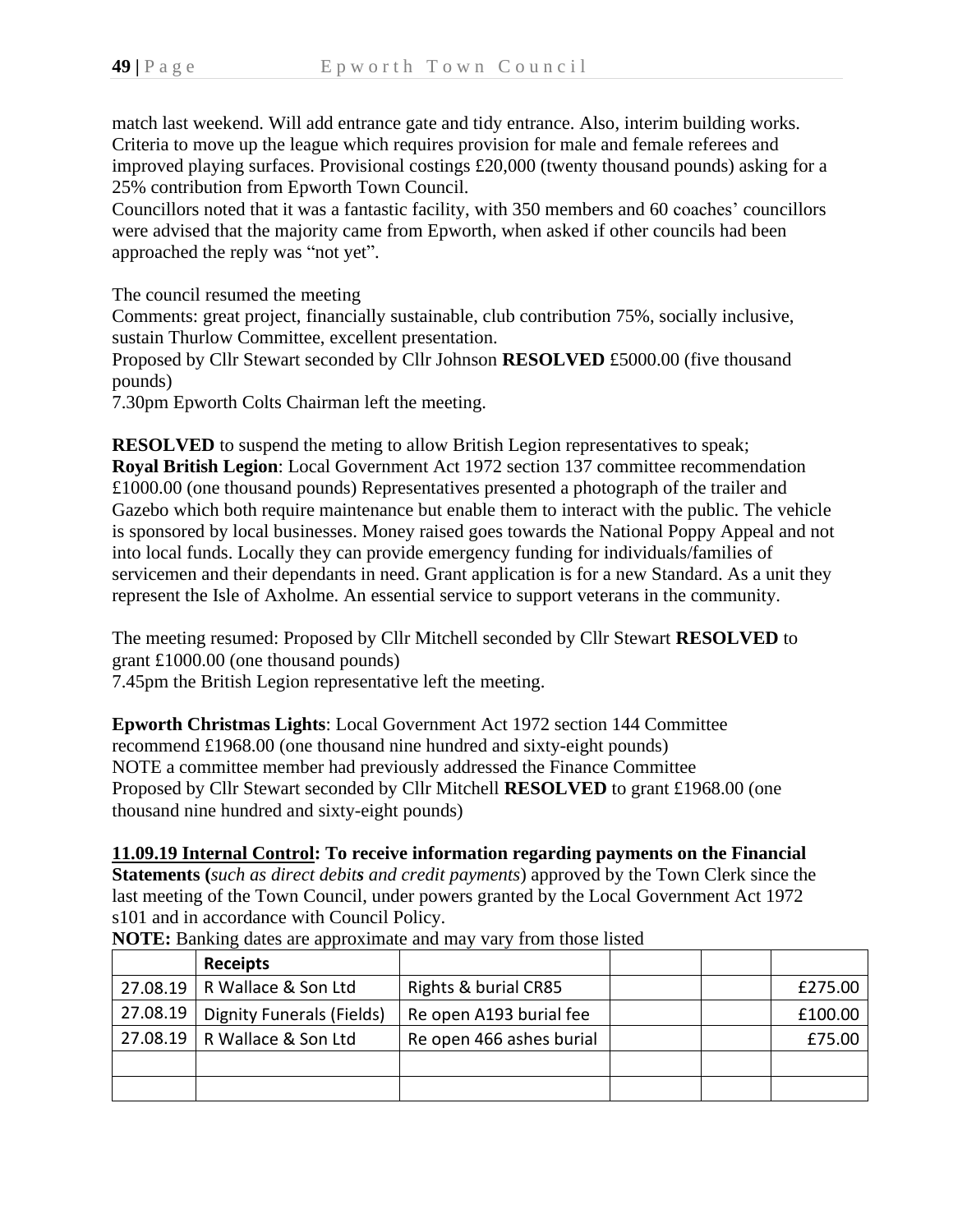match last weekend. Will add entrance gate and tidy entrance. Also, interim building works. Criteria to move up the league which requires provision for male and female referees and improved playing surfaces. Provisional costings £20,000 (twenty thousand pounds) asking for a 25% contribution from Epworth Town Council.
Councillors noted that it was a fantastic facility, with 350 members and 60 coaches' councillors were advised that the majority came from Epworth, when asked if other councils had been approached the reply was "not yet".

The council resumed the meeting
Comments: great project, financially sustainable, club contribution 75%, socially inclusive, sustain Thurlow Committee, excellent presentation.
Proposed by Cllr Stewart seconded by Cllr Johnson **RESOLVED** £5000.00 (five thousand pounds)
7.30pm Epworth Colts Chairman left the meeting.

**RESOLVED** to suspend the meting to allow British Legion representatives to speak;
**Royal British Legion**: Local Government Act 1972 section 137 committee recommendation £1000.00 (one thousand pounds) Representatives presented a photograph of the trailer and Gazebo which both require maintenance but enable them to interact with the public. The vehicle is sponsored by local businesses. Money raised goes towards the National Poppy Appeal and not into local funds. Locally they can provide emergency funding for individuals/families of servicemen and their dependants in need. Grant application is for a new Standard. As a unit they represent the Isle of Axholme. An essential service to support veterans in the community.

The meeting resumed: Proposed by Cllr Mitchell seconded by Cllr Stewart **RESOLVED** to grant £1000.00 (one thousand pounds)
7.45pm the British Legion representative left the meeting.

**Epworth Christmas Lights**: Local Government Act 1972 section 144 Committee recommend £1968.00 (one thousand nine hundred and sixty-eight pounds)
NOTE a committee member had previously addressed the Finance Committee
Proposed by Cllr Stewart seconded by Cllr Mitchell **RESOLVED** to grant £1968.00 (one thousand nine hundred and sixty-eight pounds)

**<u>11.09.19 Internal Control</u>: To receive information regarding payments on the Financial Statements (**_such as direct debits and credit payments_) approved by the Town Clerk since the last meeting of the Town Council, under powers granted by the Local Government Act 1972 s101 and in accordance with Council Policy.
**NOTE:** Banking dates are approximate and may vary from those listed

| | **Receipts** | | | | |
|---|---|---|---|---|---|
| 27.08.19 | R Wallace & Son Ltd | Rights & burial CR85 | | | £275.00 |
| 27.08.19 | Dignity Funerals (Fields) | Re open A193 burial fee | | | £100.00 |
| 27.08.19 | R Wallace & Son Ltd | Re open 466 ashes burial | | | £75.00 |
| | | | | | |
| | | | | | |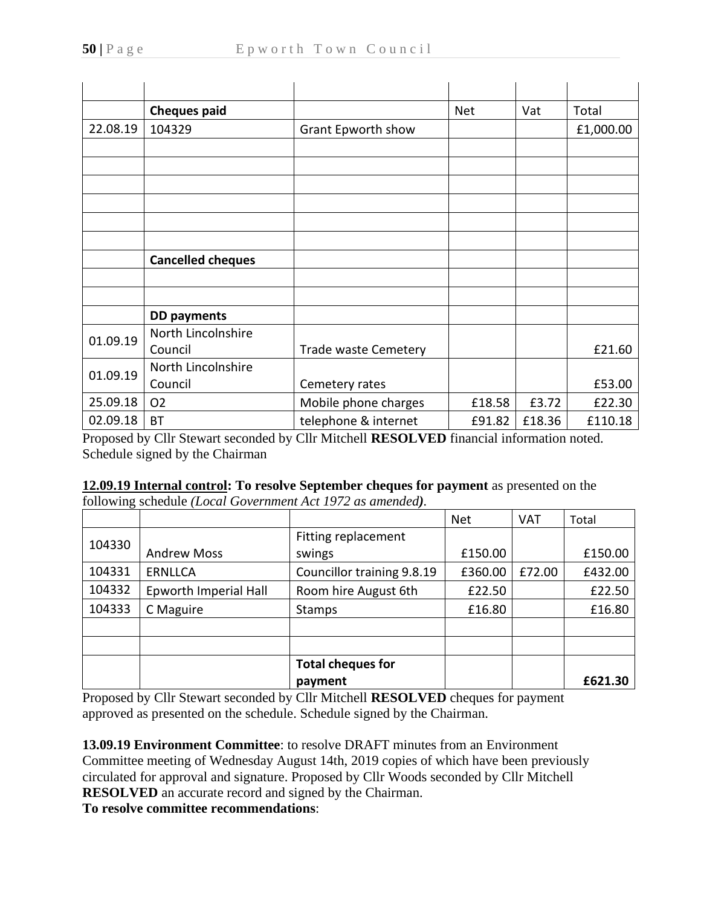| | | | | | |
|---|---|---|---|---|---|
| | **Cheques paid** | | Net | Vat | Total |
| 22.08.19 | 104329 | Grant Epworth show | | | £1,000.00 |
| | | | | | |
| | | | | | |
| | | | | | |
| | | | | | |
| | | | | | |
| | | | | | |
| | **Cancelled cheques** | | | | |
| | | | | | |
| | | | | | |
| | **DD payments** | | | | |
| 01.09.19 | North Lincolnshire Council | Trade waste Cemetery | | | £21.60 |
| 01.09.19 | North Lincolnshire Council | Cemetery rates | | | £53.00 |
| 25.09.18 | O2 | Mobile phone charges | £18.58 | £3.72 | £22.30 |
| 02.09.18 | BT | telephone & internet | £91.82 | £18.36 | £110.18 |

Proposed by Cllr Stewart seconded by Cllr Mitchell **RESOLVED** financial information noted. Schedule signed by the Chairman

**12.09.19 Internal control: To resolve September cheques for payment** as presented on the following schedule *(Local Government Act 1972 as amended)*.

| | | | Net | VAT | Total |
|---|---|---|---|---|---|
| 104330 | Andrew Moss | Fitting replacement swings | £150.00 | | £150.00 |
| 104331 | ERNLLCA | Councillor training 9.8.19 | £360.00 | £72.00 | £432.00 |
| 104332 | Epworth Imperial Hall | Room hire August 6th | £22.50 | | £22.50 |
| 104333 | C Maguire | Stamps | £16.80 | | £16.80 |
| | | | | | |
| | | | | | |
| | | **Total cheques for payment** | | | **£621.30** |

Proposed by Cllr Stewart seconded by Cllr Mitchell **RESOLVED** cheques for payment approved as presented on the schedule. Schedule signed by the Chairman.

**13.09.19 Environment Committee**: to resolve DRAFT minutes from an Environment Committee meeting of Wednesday August 14th, 2019 copies of which have been previously circulated for approval and signature. Proposed by Cllr Woods seconded by Cllr Mitchell **RESOLVED** an accurate record and signed by the Chairman.

**To resolve committee recommendations**: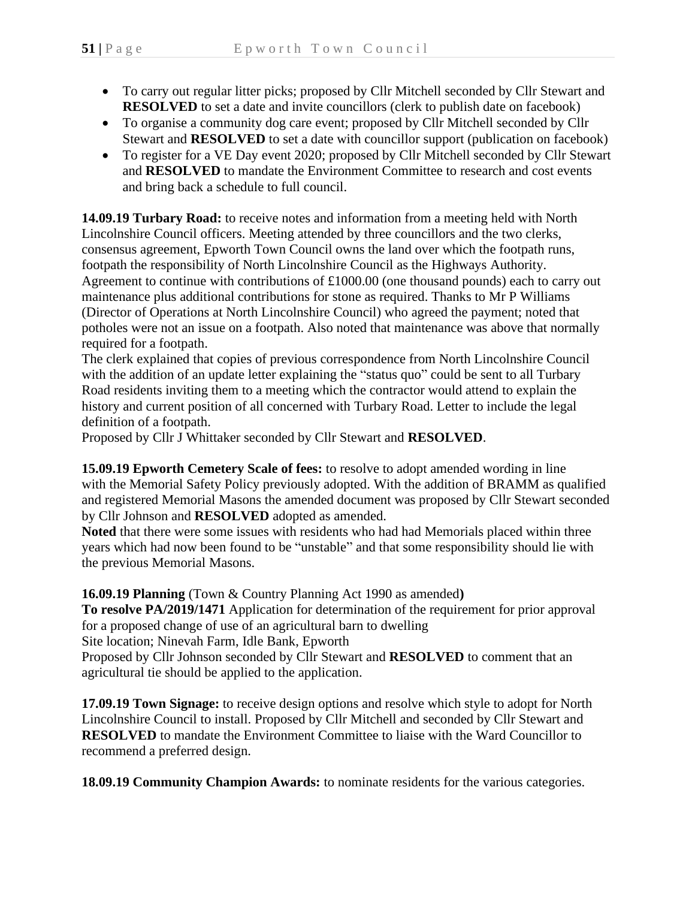- To carry out regular litter picks; proposed by Cllr Mitchell seconded by Cllr Stewart and **RESOLVED** to set a date and invite councillors (clerk to publish date on facebook)
- To organise a community dog care event; proposed by Cllr Mitchell seconded by Cllr Stewart and **RESOLVED** to set a date with councillor support (publication on facebook)
- To register for a VE Day event 2020; proposed by Cllr Mitchell seconded by Cllr Stewart and **RESOLVED** to mandate the Environment Committee to research and cost events and bring back a schedule to full council.

**14.09.19 Turbary Road:** to receive notes and information from a meeting held with North Lincolnshire Council officers. Meeting attended by three councillors and the two clerks, consensus agreement, Epworth Town Council owns the land over which the footpath runs, footpath the responsibility of North Lincolnshire Council as the Highways Authority. Agreement to continue with contributions of £1000.00 (one thousand pounds) each to carry out maintenance plus additional contributions for stone as required. Thanks to Mr P Williams (Director of Operations at North Lincolnshire Council) who agreed the payment; noted that potholes were not an issue on a footpath. Also noted that maintenance was above that normally required for a footpath.
The clerk explained that copies of previous correspondence from North Lincolnshire Council with the addition of an update letter explaining the "status quo" could be sent to all Turbary Road residents inviting them to a meeting which the contractor would attend to explain the history and current position of all concerned with Turbary Road. Letter to include the legal definition of a footpath.
Proposed by Cllr J Whittaker seconded by Cllr Stewart and **RESOLVED**.

**15.09.19 Epworth Cemetery Scale of fees:** to resolve to adopt amended wording in line with the Memorial Safety Policy previously adopted. With the addition of BRAMM as qualified and registered Memorial Masons the amended document was proposed by Cllr Stewart seconded by Cllr Johnson and **RESOLVED** adopted as amended.
**Noted** that there were some issues with residents who had had Memorials placed within three years which had now been found to be "unstable" and that some responsibility should lie with the previous Memorial Masons.

**16.09.19 Planning** (Town & Country Planning Act 1990 as amended**)**
**To resolve PA/2019/1471** Application for determination of the requirement for prior approval for a proposed change of use of an agricultural barn to dwelling
Site location; Ninevah Farm, Idle Bank, Epworth
Proposed by Cllr Johnson seconded by Cllr Stewart and **RESOLVED** to comment that an agricultural tie should be applied to the application.

**17.09.19 Town Signage:** to receive design options and resolve which style to adopt for North Lincolnshire Council to install. Proposed by Cllr Mitchell and seconded by Cllr Stewart and **RESOLVED** to mandate the Environment Committee to liaise with the Ward Councillor to recommend a preferred design.

**18.09.19 Community Champion Awards:** to nominate residents for the various categories.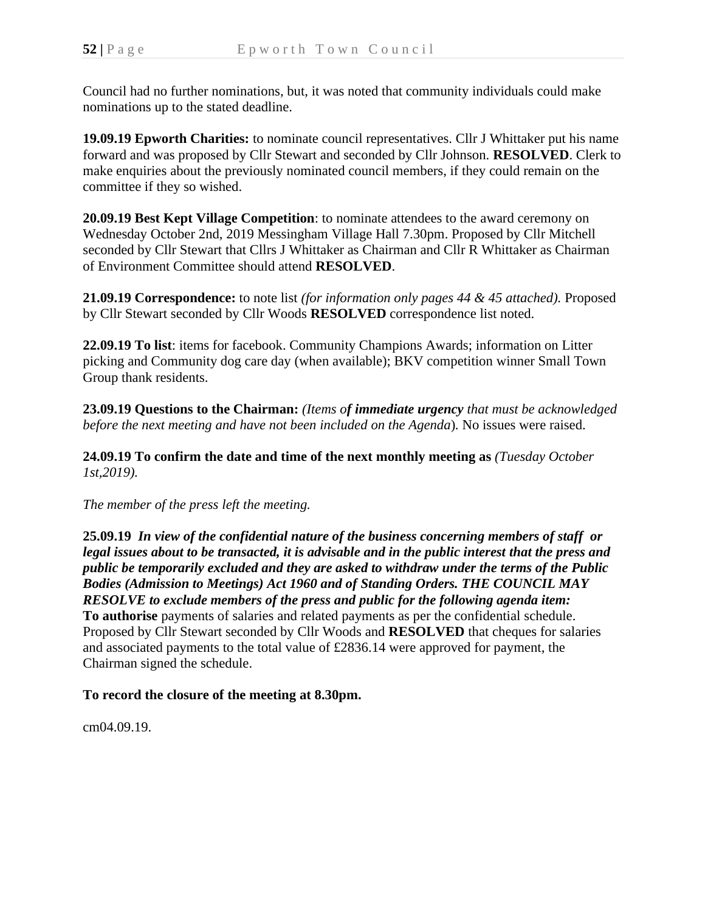Council had no further nominations, but, it was noted that community individuals could make nominations up to the stated deadline.

**19.09.19 Epworth Charities:** to nominate council representatives. Cllr J Whittaker put his name forward and was proposed by Cllr Stewart and seconded by Cllr Johnson. **RESOLVED**. Clerk to make enquiries about the previously nominated council members, if they could remain on the committee if they so wished.

**20.09.19 Best Kept Village Competition**: to nominate attendees to the award ceremony on Wednesday October 2nd, 2019 Messingham Village Hall 7.30pm. Proposed by Cllr Mitchell seconded by Cllr Stewart that Cllrs J Whittaker as Chairman and Cllr R Whittaker as Chairman of Environment Committee should attend **RESOLVED**.

**21.09.19 Correspondence:** to note list *(for information only pages 44 & 45 attached).* Proposed by Cllr Stewart seconded by Cllr Woods **RESOLVED** correspondence list noted.

**22.09.19 To list**: items for facebook. Community Champions Awards; information on Litter picking and Community dog care day (when available); BKV competition winner Small Town Group thank residents.

**23.09.19 Questions to the Chairman:** *(Items o**f immediate urgency** that must be acknowledged before the next meeting and have not been included on the Agenda*). No issues were raised.

**24.09.19 To confirm the date and time of the next monthly meeting as** *(Tuesday October 1st,2019).*

*The member of the press left the meeting.*

**25.09.19** ***In view of the confidential nature of the business concerning members of staff or legal issues about to be transacted, it is advisable and in the public interest that the press and public be temporarily excluded and they are asked to withdraw under the terms of the Public Bodies (Admission to Meetings) Act 1960 and of Standing Orders. THE COUNCIL MAY RESOLVE to exclude members of the press and public for the following agenda item:***
**To authorise** payments of salaries and related payments as per the confidential schedule. Proposed by Cllr Stewart seconded by Cllr Woods and **RESOLVED** that cheques for salaries and associated payments to the total value of £2836.14 were approved for payment, the Chairman signed the schedule.

**To record the closure of the meeting at 8.30pm.**

cm04.09.19.